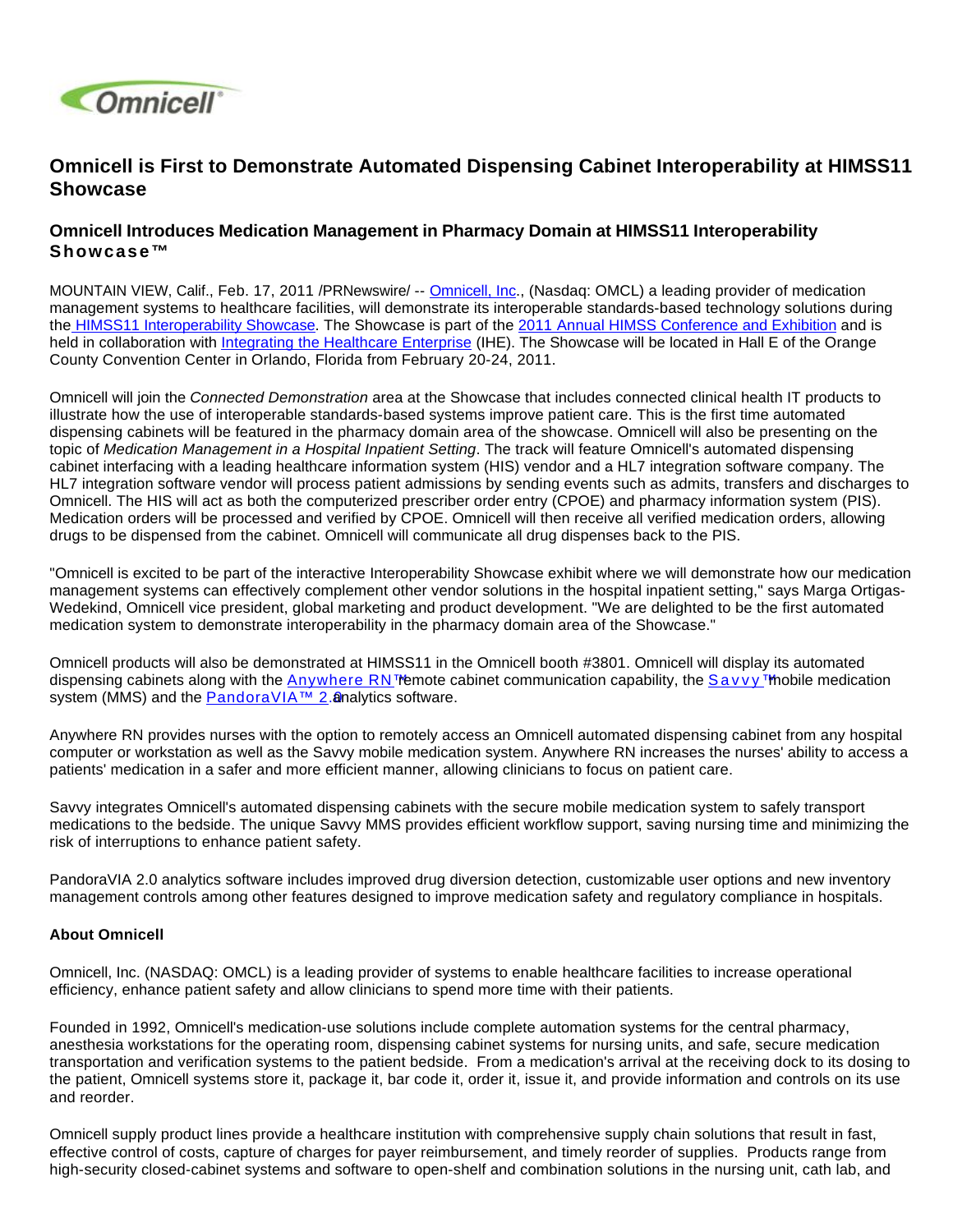# Omnicell is First to Demonstrate Automated Dispensing Cabinet Interoperability at HIMSS11 Showcase

## Omnicell Introduces Medication Management in Pharmacy Domain at HIMSS11 Interoperability Showcase™

MOUNTAIN VIEW, Calif., Feb. 17, 2011 /PRNewswire/ -- Omnicell, Inc., (Nasdaq: OMCL) a leading provider of medication management systems to healthcare facilities, will demonstrate its interoperable standards-based technology solutions during the HIMSS11 Interoperability Showcase. The Showcase is part of the 2011 Annual HIMSS Conference and Exhibition and is held in collaboration with Integrating the Healthcare Enterprise (IHE). The Showcase will be located in Hall E of the Orange County Convention Center in Orlando, Florida from February 20-24, 2011.

Omnicell will join the *Connected Demonstration* area at the Showcase that includes connected clinical health IT products to illustrate how the use of interoperable standards-based systems improve patient care. This is the first time automated dispensing cabinets will be featured in the pharmacy domain area of the showcase. Omnicell will also be presenting on the topic of *Medication Management in a Hospital Inpatient Setting*. The track will feature Omnicell's automated dispensing cabinet interfacing with a leading healthcare information system (HIS) vendor and a HL7 integration software company. The HL7 integration software vendor will process patient admissions by sending events such as admits, transfers and discharges to Omnicell. The HIS will act as both the computerized prescriber order entry (CPOE) and pharmacy information system (PIS). Medication orders will be processed and verified by CPOE. Omnicell will then receive all verified medication orders, allowing drugs to be dispensed from the cabinet. Omnicell will communicate all drug dispenses back to the PIS.

"Omnicell is excited to be part of the interactive Interoperability Showcase exhibit where we will demonstrate how our medication management systems can effectively complement other vendor solutions in the hospital inpatient setting," says Marga Ortigas-Wedekind, Omnicell vice president, global marketing and product development. "We are delighted to be the first automated medication system to demonstrate interoperability in the pharmacy domain area of the Showcase."

Omnicell products will also be demonstrated at HIMSS11 in the Omnicell booth #3801. Omnicell will display its automated dispensing cabinets along with the Anywhere RN™ remote cabinet communication capability, the Savvy™ mobile medication system (MMS) and the PandoraVIA™ 2.0 analytics software.

Anywhere RN provides nurses with the option to remotely access an Omnicell automated dispensing cabinet from any hospital computer or workstation as well as the Savvy mobile medication system. Anywhere RN increases the nurses' ability to access a patients' medication in a safer and more efficient manner, allowing clinicians to focus on patient care.

Savvy integrates Omnicell's automated dispensing cabinets with the secure mobile medication system to safely transport medications to the bedside. The unique Savvy MMS provides efficient workflow support, saving nursing time and minimizing the risk of interruptions to enhance patient safety.

PandoraVIA 2.0 analytics software includes improved drug diversion detection, customizable user options and new inventory management controls among other features designed to improve medication safety and regulatory compliance in hospitals.

**About Omnicell**

Omnicell, Inc. (NASDAQ: OMCL) is a leading provider of systems to enable healthcare facilities to increase operational efficiency, enhance patient safety and allow clinicians to spend more time with their patients.

Founded in 1992, Omnicell's medication-use solutions include complete automation systems for the central pharmacy, anesthesia workstations for the operating room, dispensing cabinet systems for nursing units, and safe, secure medication transportation and verification systems to the patient bedside. From a medication's arrival at the receiving dock to its dosing to the patient, Omnicell systems store it, package it, bar code it, order it, issue it, and provide information and controls on its use and reorder.

Omnicell supply product lines provide a healthcare institution with comprehensive supply chain solutions that result in fast, effective control of costs, capture of charges for payer reimbursement, and timely reorder of supplies. Products range from high-security closed-cabinet systems and software to open-shelf and combination solutions in the nursing unit, cath lab, and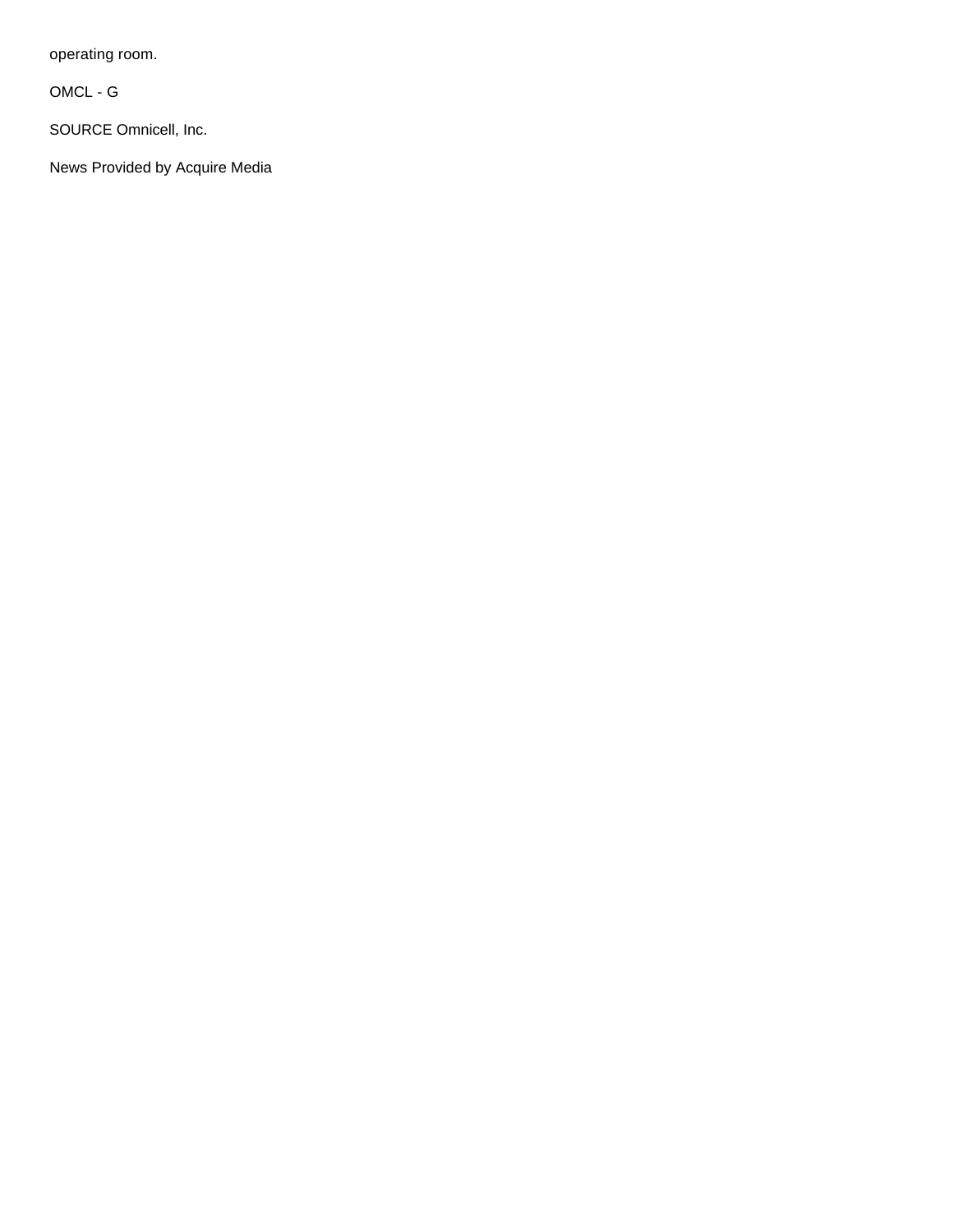operating room.

OMCL - G

SOURCE Omnicell, Inc.

News Provided by Acquire Media